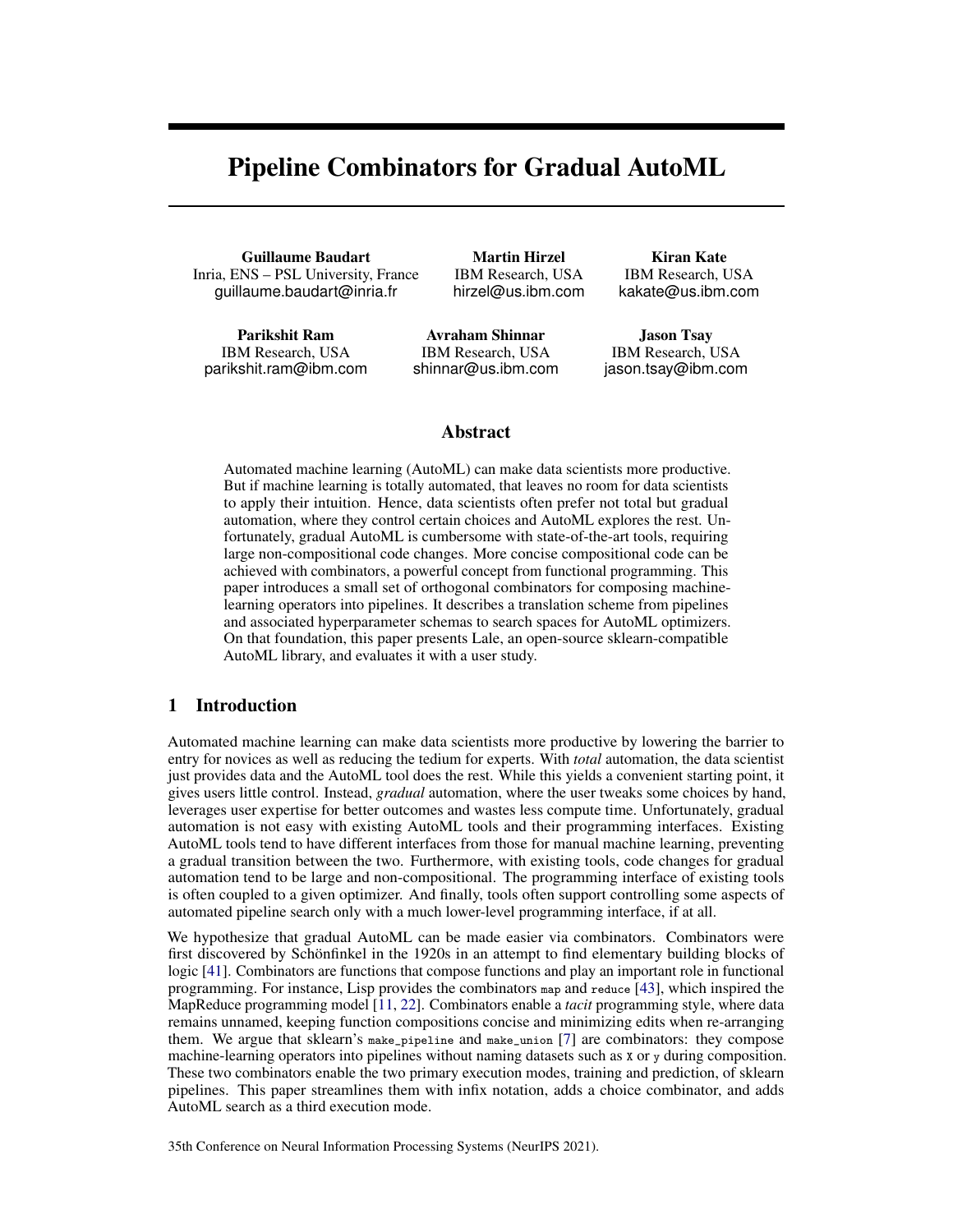# Pipeline Combinators for Gradual AutoML

**Guillaume Baudart**
Inria, ENS – PSL University, France
guillaume.baudart@inria.fr

**Martin Hirzel**
IBM Research, USA
hirzel@us.ibm.com

**Kiran Kate**
IBM Research, USA
kakate@us.ibm.com

**Parikshit Ram**
IBM Research, USA
parikshit.ram@ibm.com

**Avraham Shinnar**
IBM Research, USA
shinnar@us.ibm.com

**Jason Tsay**
IBM Research, USA
jason.tsay@ibm.com

## Abstract

Automated machine learning (AutoML) can make data scientists more productive. But if machine learning is totally automated, that leaves no room for data scientists to apply their intuition. Hence, data scientists often prefer not total but gradual automation, where they control certain choices and AutoML explores the rest. Unfortunately, gradual AutoML is cumbersome with state-of-the-art tools, requiring large non-compositional code changes. More concise compositional code can be achieved with combinators, a powerful concept from functional programming. This paper introduces a small set of orthogonal combinators for composing machine-learning operators into pipelines. It describes a translation scheme from pipelines and associated hyperparameter schemas to search spaces for AutoML optimizers. On that foundation, this paper presents Lale, an open-source sklearn-compatible AutoML library, and evaluates it with a user study.

## 1 Introduction

Automated machine learning can make data scientists more productive by lowering the barrier to entry for novices as well as reducing the tedium for experts. With *total* automation, the data scientist just provides data and the AutoML tool does the rest. While this yields a convenient starting point, it gives users little control. Instead, *gradual* automation, where the user tweaks some choices by hand, leverages user expertise for better outcomes and wastes less compute time. Unfortunately, gradual automation is not easy with existing AutoML tools and their programming interfaces. Existing AutoML tools tend to have different interfaces from those for manual machine learning, preventing a gradual transition between the two. Furthermore, with existing tools, code changes for gradual automation tend to be large and non-compositional. The programming interface of existing tools is often coupled to a given optimizer. And finally, tools often support controlling some aspects of automated pipeline search only with a much lower-level programming interface, if at all.

We hypothesize that gradual AutoML can be made easier via combinators. Combinators were first discovered by Schönfinkel in the 1920s in an attempt to find elementary building blocks of logic [41]. Combinators are functions that compose functions and play an important role in functional programming. For instance, Lisp provides the combinators `map` and `reduce` [43], which inspired the MapReduce programming model [11, 22]. Combinators enable a *tacit* programming style, where data remains unnamed, keeping function compositions concise and minimizing edits when re-arranging them. We argue that sklearn's `make_pipeline` and `make_union` [7] are combinators: they compose machine-learning operators into pipelines without naming datasets such as `X` or `y` during composition. These two combinators enable the two primary execution modes, training and prediction, of sklearn pipelines. This paper streamlines them with infix notation, adds a choice combinator, and adds AutoML search as a third execution mode.

35th Conference on Neural Information Processing Systems (NeurIPS 2021).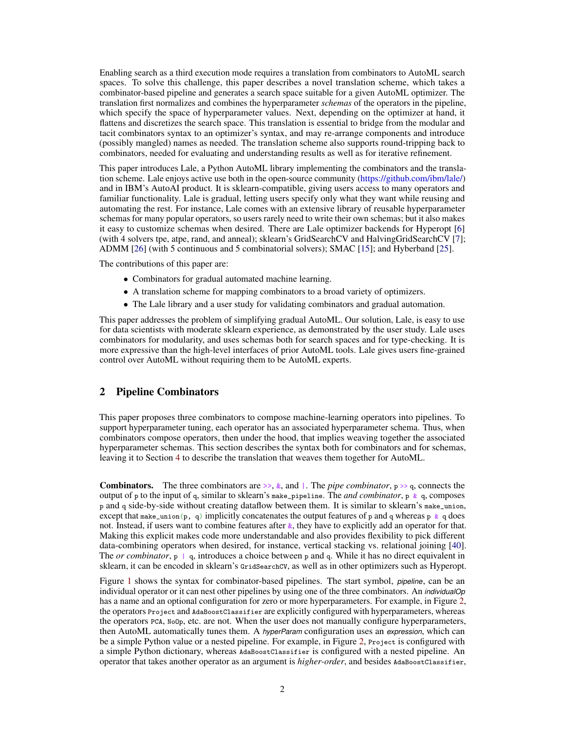Enabling search as a third execution mode requires a translation from combinators to AutoML search spaces. To solve this challenge, this paper describes a novel translation scheme, which takes a combinator-based pipeline and generates a search space suitable for a given AutoML optimizer. The translation first normalizes and combines the hyperparameter *schemas* of the operators in the pipeline, which specify the space of hyperparameter values. Next, depending on the optimizer at hand, it flattens and discretizes the search space. This translation is essential to bridge from the modular and tacit combinators syntax to an optimizer's syntax, and may re-arrange components and introduce (possibly mangled) names as needed. The translation scheme also supports round-tripping back to combinators, needed for evaluating and understanding results as well as for iterative refinement.

This paper introduces Lale, a Python AutoML library implementing the combinators and the translation scheme. Lale enjoys active use both in the open-source community (https://github.com/ibm/lale/) and in IBM's AutoAI product. It is sklearn-compatible, giving users access to many operators and familiar functionality. Lale is gradual, letting users specify only what they want while reusing and automating the rest. For instance, Lale comes with an extensive library of reusable hyperparameter schemas for many popular operators, so users rarely need to write their own schemas; but it also makes it easy to customize schemas when desired. There are Lale optimizer backends for Hyperopt [6] (with 4 solvers tpe, atpe, rand, and anneal); sklearn's GridSearchCV and HalvingGridSearchCV [7]; ADMM [26] (with 5 continuous and 5 combinatorial solvers); SMAC [15]; and Hyberband [25].

The contributions of this paper are:

- Combinators for gradual automated machine learning.
- A translation scheme for mapping combinators to a broad variety of optimizers.
- The Lale library and a user study for validating combinators and gradual automation.

This paper addresses the problem of simplifying gradual AutoML. Our solution, Lale, is easy to use for data scientists with moderate sklearn experience, as demonstrated by the user study. Lale uses combinators for modularity, and uses schemas both for search spaces and for type-checking. It is more expressive than the high-level interfaces of prior AutoML tools. Lale gives users fine-grained control over AutoML without requiring them to be AutoML experts.

## 2 Pipeline Combinators

This paper proposes three combinators to compose machine-learning operators into pipelines. To support hyperparameter tuning, each operator has an associated hyperparameter schema. Thus, when combinators compose operators, then under the hood, that implies weaving together the associated hyperparameter schemas. This section describes the syntax both for combinators and for schemas, leaving it to Section 4 to describe the translation that weaves them together for AutoML.

**Combinators.** The three combinators are `>>`, `&`, and `|`. The *pipe combinator*, `p >> q`, connects the output of `p` to the input of `q`, similar to sklearn's `make_pipeline`. The *and combinator*, `p & q`, composes `p` and `q` side-by-side without creating dataflow between them. It is similar to sklearn's `make_union`, except that `make_union(p, q)` implicitly concatenates the output features of `p` and `q` whereas `p & q` does not. Instead, if users want to combine features after `&`, they have to explicitly add an operator for that. Making this explicit makes code more understandable and also provides flexibility to pick different data-combining operators when desired, for instance, vertical stacking vs. relational joining [40]. The *or combinator*, `p | q`, introduces a choice between `p` and `q`. While it has no direct equivalent in sklearn, it can be encoded in sklearn's `GridSearchCV`, as well as in other optimizers such as Hyperopt.

Figure 1 shows the syntax for combinator-based pipelines. The start symbol, *pipeline*, can be an individual operator or it can nest other pipelines by using one of the three combinators. An *individualOp* has a name and an optional configuration for zero or more hyperparameters. For example, in Figure 2, the operators `Project` and `AdaBoostClassifier` are explicitly configured with hyperparameters, whereas the operators `PCA`, `NoOp`, etc. are not. When the user does not manually configure hyperparameters, then AutoML automatically tunes them. A *hyperParam* configuration uses an *expression*, which can be a simple Python value or a nested pipeline. For example, in Figure 2, `Project` is configured with a simple Python dictionary, whereas `AdaBoostClassifier` is configured with a nested pipeline. An operator that takes another operator as an argument is *higher-order*, and besides `AdaBoostClassifier`,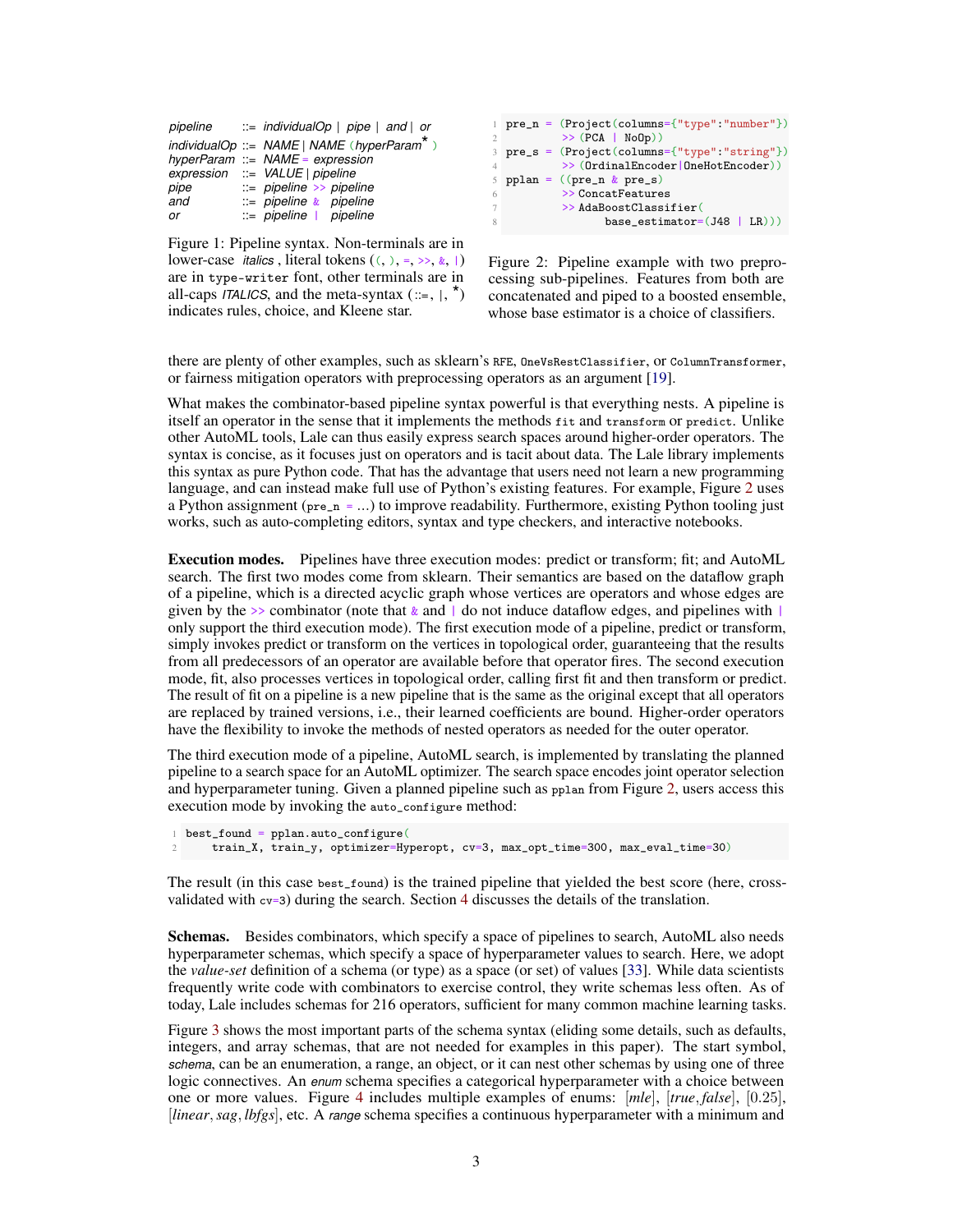```
pipeline      ::= individualOp | pipe | and | or
individualOp  ::= NAME | NAME ( hyperParam* )
hyperParam    ::= NAME = expression
expression    ::= VALUE | pipeline
pipe          ::= pipeline >> pipeline
and           ::= pipeline & pipeline
or            ::= pipeline | pipeline
```

Figure 1: Pipeline syntax. Non-terminals are in lower-case *italics*, literal tokens (`(`, `)`, `=`, `>>`, `&`, `|`) are in `type-writer` font, other terminals are in all-caps *ITALICS*, and the meta-syntax (::=, |, *) indicates rules, choice, and Kleene star.

```
pre_n = (Project(columns={"type":"number"})
         >> (PCA | NoOp))
pre_s = (Project(columns={"type":"string"})
         >> (OrdinalEncoder|OneHotEncoder))
pplan = ((pre_n & pre_s)
         >> ConcatFeatures
         >> AdaBoostClassifier(
                base_estimator=(J48 | LR)))
```

Figure 2: Pipeline example with two preprocessing sub-pipelines. Features from both are concatenated and piped to a boosted ensemble, whose base estimator is a choice of classifiers.

there are plenty of other examples, such as sklearn's `RFE`, `OneVsRestClassifier`, or `ColumnTransformer`, or fairness mitigation operators with preprocessing operators as an argument [19].

What makes the combinator-based pipeline syntax powerful is that everything nests. A pipeline is itself an operator in the sense that it implements the methods `fit` and `transform` or `predict`. Unlike other AutoML tools, Lale can thus easily express search spaces around higher-order operators. The syntax is concise, as it focuses just on operators and is tacit about data. The Lale library implements this syntax as pure Python code. That has the advantage that users need not learn a new programming language, and can instead make full use of Python's existing features. For example, Figure 2 uses a Python assignment (`pre_n = ...`) to improve readability. Furthermore, existing Python tooling just works, such as auto-completing editors, syntax and type checkers, and interactive notebooks.

**Execution modes.** Pipelines have three execution modes: predict or transform; fit; and AutoML search. The first two modes come from sklearn. Their semantics are based on the dataflow graph of a pipeline, which is a directed acyclic graph whose vertices are operators and whose edges are given by the `>>` combinator (note that `&` and `|` do not induce dataflow edges, and pipelines with `|` only support the third execution mode). The first execution mode of a pipeline, predict or transform, simply invokes predict or transform on the vertices in topological order, guaranteeing that the results from all predecessors of an operator are available before that operator fires. The second execution mode, fit, also processes vertices in topological order, calling first fit and then transform or predict. The result of fit on a pipeline is a new pipeline that is the same as the original except that all operators are replaced by trained versions, i.e., their learned coefficients are bound. Higher-order operators have the flexibility to invoke the methods of nested operators as needed for the outer operator.

The third execution mode of a pipeline, AutoML search, is implemented by translating the planned pipeline to a search space for an AutoML optimizer. The search space encodes joint operator selection and hyperparameter tuning. Given a planned pipeline such as `pplan` from Figure 2, users access this execution mode by invoking the `auto_configure` method:

```
best_found = pplan.auto_configure(
    train_X, train_y, optimizer=Hyperopt, cv=3, max_opt_time=300, max_eval_time=30)
```

The result (in this case `best_found`) is the trained pipeline that yielded the best score (here, cross-validated with `cv=3`) during the search. Section 4 discusses the details of the translation.

**Schemas.** Besides combinators, which specify a space of pipelines to search, AutoML also needs hyperparameter schemas, which specify a space of hyperparameter values to search. Here, we adopt the *value-set* definition of a schema (or type) as a space (or set) of values [33]. While data scientists frequently write code with combinators to exercise control, they write schemas less often. As of today, Lale includes schemas for 216 operators, sufficient for many common machine learning tasks.

Figure 3 shows the most important parts of the schema syntax (eliding some details, such as defaults, integers, and array schemas, that are not needed for examples in this paper). The start symbol, *schema*, can be an enumeration, a range, an object, or it can nest other schemas by using one of three logic connectives. An *enum* schema specifies a categorical hyperparameter with a choice between one or more values. Figure 4 includes multiple examples of enums: $[mle]$, $[true, false]$, $[0.25]$, $[linear, sag, lbfgs]$, etc. A *range* schema specifies a continuous hyperparameter with a minimum and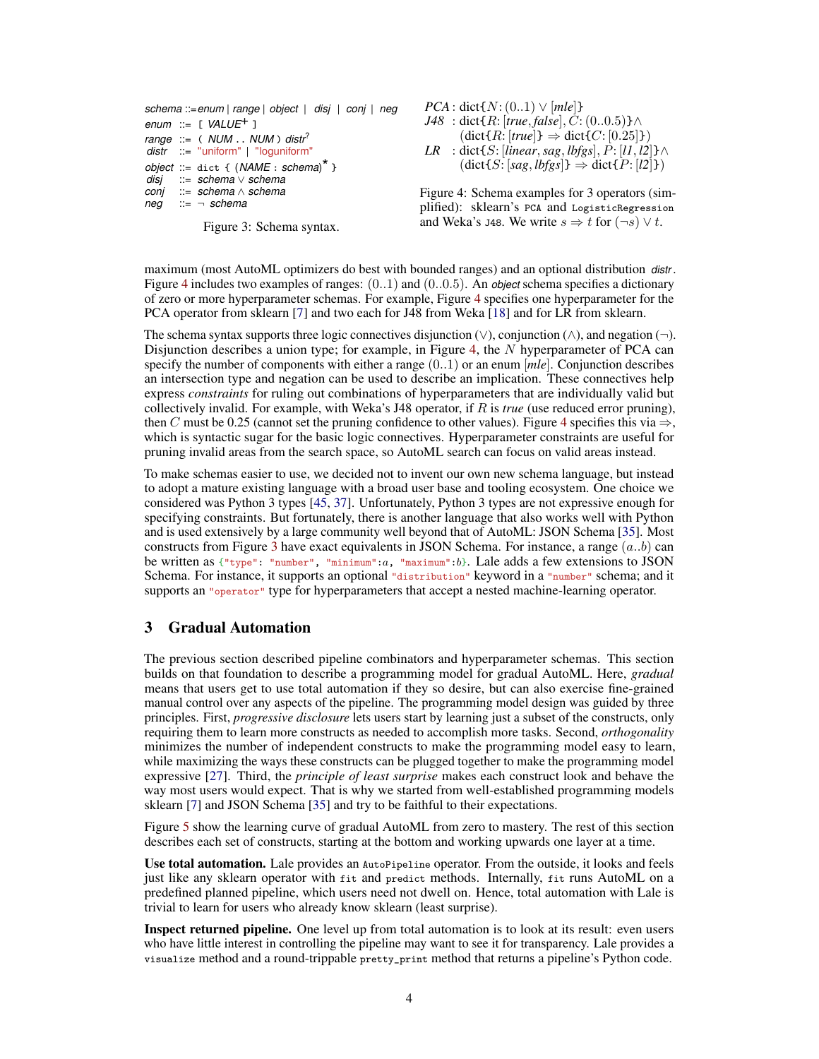```
schema ::= enum | range | object | disj | conj | neg
enum   ::= [ VALUE+ ]
range  ::= ( NUM .. NUM ) distr?
distr  ::= "uniform" | "loguniform"
object ::= dict { (NAME : schema)* }
disj   ::= schema ∨ schema
conj   ::= schema ∧ schema
neg    ::= ¬ schema
```

Figure 3: Schema syntax.

$$
\begin{aligned}
PCA &: \text{dict}\{N\colon (0..1) \vee [\mathit{mle}]\} \\
J48 &: \text{dict}\{R\colon [\mathit{true}, \mathit{false}], C\colon (0..0.5)\} \wedge \\
&\quad (\text{dict}\{R\colon [\mathit{true}]\} \Rightarrow \text{dict}\{C\colon [0.25]\}) \\
LR &: \text{dict}\{S\colon [\mathit{linear}, \mathit{sag}, \mathit{lbfgs}], P\colon [\mathit{l1}, \mathit{l2}]\} \wedge \\
&\quad (\text{dict}\{S\colon [\mathit{sag}, \mathit{lbfgs}]\} \Rightarrow \text{dict}\{P\colon [\mathit{l2}]\})
\end{aligned}
$$

Figure 4: Schema examples for 3 operators (simplified): sklearn's `PCA` and `LogisticRegression` and Weka's `J48`. We write $s \Rightarrow t$ for $(\neg s) \vee t$.

maximum (most AutoML optimizers do best with bounded ranges) and an optional distribution *distr*. Figure 4 includes two examples of ranges: $(0..1)$ and $(0..0.5)$. An *object* schema specifies a dictionary of zero or more hyperparameter schemas. For example, Figure 4 specifies one hyperparameter for the PCA operator from sklearn [7] and two each for J48 from Weka [18] and for LR from sklearn.

The schema syntax supports three logic connectives disjunction ($\vee$), conjunction ($\wedge$), and negation ($\neg$). Disjunction describes a union type; for example, in Figure 4, the $N$ hyperparameter of PCA can specify the number of components with either a range $(0..1)$ or an enum [*mle*]. Conjunction describes an intersection type and negation can be used to describe an implication. These connectives help express *constraints* for ruling out combinations of hyperparameters that are individually valid but collectively invalid. For example, with Weka's J48 operator, if $R$ is *true* (use reduced error pruning), then $C$ must be 0.25 (cannot set the pruning confidence to other values). Figure 4 specifies this via $\Rightarrow$, which is syntactic sugar for the basic logic connectives. Hyperparameter constraints are useful for pruning invalid areas from the search space, so AutoML search can focus on valid areas instead.

To make schemas easier to use, we decided not to invent our own new schema language, but instead to adopt a mature existing language with a broad user base and tooling ecosystem. One choice we considered was Python 3 types [45, 37]. Unfortunately, Python 3 types are not expressive enough for specifying constraints. But fortunately, there is another language that also works well with Python and is used extensively by a large community well beyond that of AutoML: JSON Schema [35]. Most constructs from Figure 3 have exact equivalents in JSON Schema. For instance, a range $(a..b)$ can be written as `{"type": "number", "minimum":a, "maximum":b}`. Lale adds a few extensions to JSON Schema. For instance, it supports an optional `"distribution"` keyword in a `"number"` schema; and it supports an `"operator"` type for hyperparameters that accept a nested machine-learning operator.

## 3 Gradual Automation

The previous section described pipeline combinators and hyperparameter schemas. This section builds on that foundation to describe a programming model for gradual AutoML. Here, *gradual* means that users get to use total automation if they so desire, but can also exercise fine-grained manual control over any aspects of the pipeline. The programming model design was guided by three principles. First, *progressive disclosure* lets users start by learning just a subset of the constructs, only requiring them to learn more constructs as needed to accomplish more tasks. Second, *orthogonality* minimizes the number of independent constructs to make the programming model easy to learn, while maximizing the ways these constructs can be plugged together to make the programming model expressive [27]. Third, the *principle of least surprise* makes each construct look and behave the way most users would expect. That is why we started from well-established programming models sklearn [7] and JSON Schema [35] and try to be faithful to their expectations.

Figure 5 show the learning curve of gradual AutoML from zero to mastery. The rest of this section describes each set of constructs, starting at the bottom and working upwards one layer at a time.

**Use total automation.** Lale provides an `AutoPipeline` operator. From the outside, it looks and feels just like any sklearn operator with `fit` and `predict` methods. Internally, `fit` runs AutoML on a predefined planned pipeline, which users need not dwell on. Hence, total automation with Lale is trivial to learn for users who already know sklearn (least surprise).

**Inspect returned pipeline.** One level up from total automation is to look at its result: even users who have little interest in controlling the pipeline may want to see it for transparency. Lale provides a `visualize` method and a round-trippable `pretty_print` method that returns a pipeline's Python code.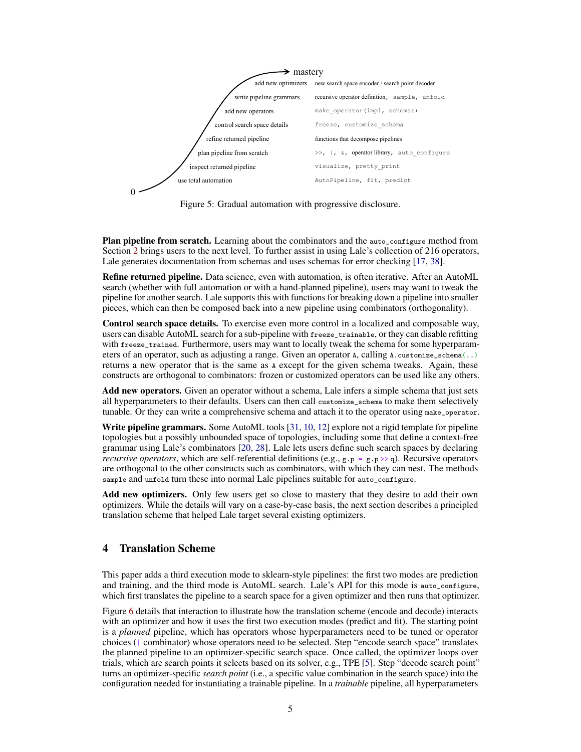| | |
|---|---|
| mastery | |
| add new optimizers | new search space encoder / search point decoder |
| write pipeline grammars | recursive operator definition, `sample`, `unfold` |
| add new operators | `make_operator(impl, schemas)` |
| control search space details | `freeze`, `customize_schema` |
| refine returned pipeline | functions that decompose pipelines |
| plan pipeline from scratch | `>>`, `|`, `&`, operator library, `auto_configure` |
| inspect returned pipeline | `visualize`, `pretty_print` |
| use total automation | `AutoPipeline`, `fit`, `predict` |
| 0 | |

Figure 5: Gradual automation with progressive disclosure.

**Plan pipeline from scratch.** Learning about the combinators and the `auto_configure` method from Section 2 brings users to the next level. To further assist in using Lale's collection of 216 operators, Lale generates documentation from schemas and uses schemas for error checking [17, 38].

**Refine returned pipeline.** Data science, even with automation, is often iterative. After an AutoML search (whether with full automation or with a hand-planned pipeline), users may want to tweak the pipeline for another search. Lale supports this with functions for breaking down a pipeline into smaller pieces, which can then be composed back into a new pipeline using combinators (orthogonality).

**Control search space details.** To exercise even more control in a localized and composable way, users can disable AutoML search for a sub-pipeline with `freeze_trainable`, or they can disable refitting with `freeze_trained`. Furthermore, users may want to locally tweak the schema for some hyperparameters of an operator, such as adjusting a range. Given an operator `A`, calling `A.customize_schema(..)` returns a new operator that is the same as `A` except for the given schema tweaks. Again, these constructs are orthogonal to combinators: frozen or customized operators can be used like any others.

**Add new operators.** Given an operator without a schema, Lale infers a simple schema that just sets all hyperparameters to their defaults. Users can then call `customize_schema` to make them selectively tunable. Or they can write a comprehensive schema and attach it to the operator using `make_operator`.

**Write pipeline grammars.** Some AutoML tools [31, 10, 12] explore not a rigid template for pipeline topologies but a possibly unbounded space of topologies, including some that define a context-free grammar using Lale's combinators [20, 28]. Lale lets users define such search spaces by declaring *recursive operators*, which are self-referential definitions (e.g., `g.p = g.p >> q`). Recursive operators are orthogonal to the other constructs such as combinators, with which they can nest. The methods `sample` and `unfold` turn these into normal Lale pipelines suitable for `auto_configure`.

**Add new optimizers.** Only few users get so close to mastery that they desire to add their own optimizers. While the details will vary on a case-by-case basis, the next section describes a principled translation scheme that helped Lale target several existing optimizers.

## 4 Translation Scheme

This paper adds a third execution mode to sklearn-style pipelines: the first two modes are prediction and training, and the third mode is AutoML search. Lale's API for this mode is `auto_configure`, which first translates the pipeline to a search space for a given optimizer and then runs that optimizer.

Figure 6 details that interaction to illustrate how the translation scheme (encode and decode) interacts with an optimizer and how it uses the first two execution modes (predict and fit). The starting point is a *planned* pipeline, which has operators whose hyperparameters need to be tuned or operator choices (`|` combinator) whose operators need to be selected. Step "encode search space" translates the planned pipeline to an optimizer-specific search space. Once called, the optimizer loops over trials, which are search points it selects based on its solver, e.g., TPE [5]. Step "decode search point" turns an optimizer-specific *search point* (i.e., a specific value combination in the search space) into the configuration needed for instantiating a trainable pipeline. In a *trainable* pipeline, all hyperparameters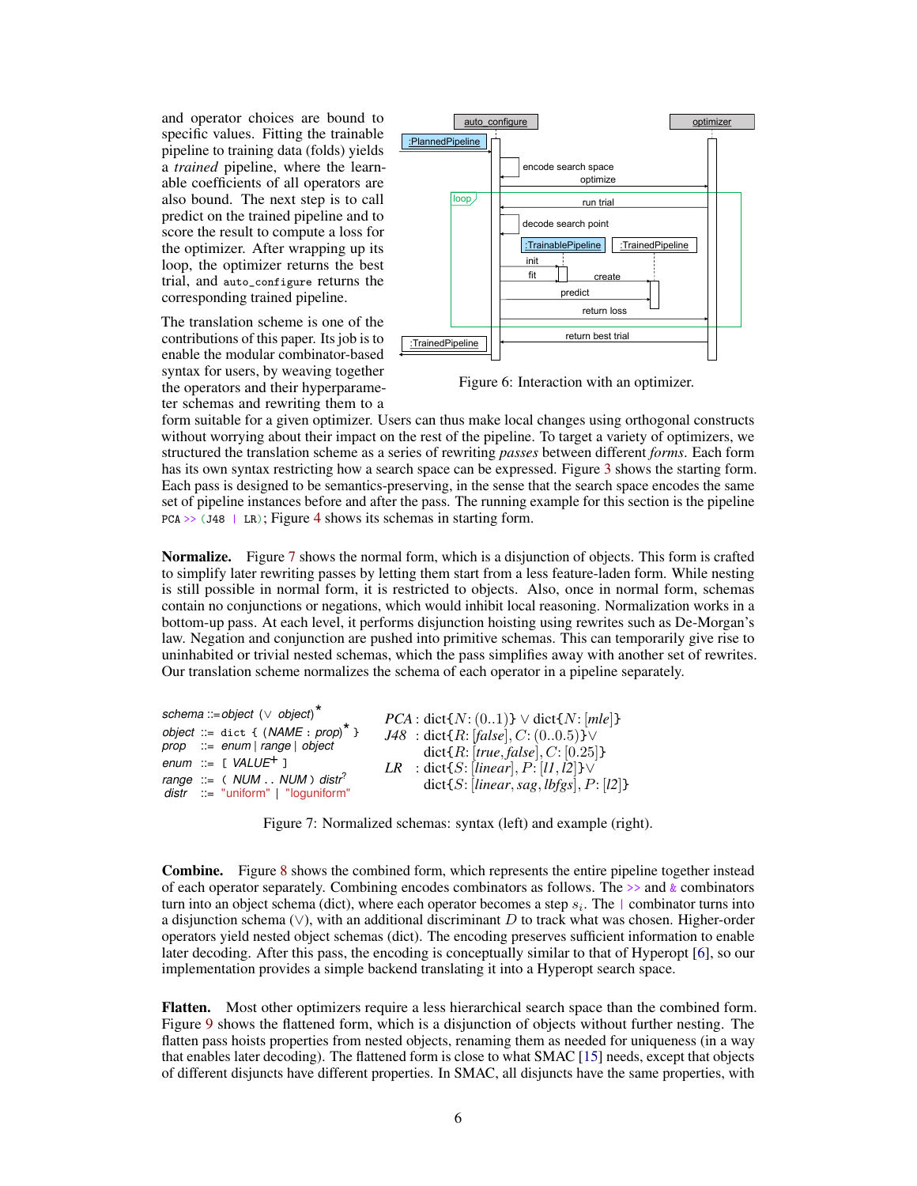and operator choices are bound to specific values. Fitting the trainable pipeline to training data (folds) yields a *trained* pipeline, where the learnable coefficients of all operators are also bound. The next step is to call predict on the trained pipeline and to score the result to compute a loss for the optimizer. After wrapping up its loop, the optimizer returns the best trial, and `auto_configure` returns the corresponding trained pipeline.

The translation scheme is one of the contributions of this paper. Its job is to enable the modular combinator-based syntax for users, by weaving together the operators and their hyperparameter schemas and rewriting them to a form suitable for a given optimizer. Users can thus make local changes using orthogonal constructs without worrying about their impact on the rest of the pipeline. To target a variety of optimizers, we structured the translation scheme as a series of rewriting *passes* between different *forms*. Each form has its own syntax restricting how a search space can be expressed. Figure 3 shows the starting form. Each pass is designed to be semantics-preserving, in the sense that the search space encodes the same set of pipeline instances before and after the pass. The running example for this section is the pipeline `PCA >> (J48 | LR)`; Figure 4 shows its schemas in starting form.

auto_configure | optimizer | :PlannedPipeline | encode search space | optimize | loop | run trial | decode search point | :TrainablePipeline | :TrainedPipeline | init | fit | create | predict | return loss | :TrainedPipeline | return best trial

Figure 6: Interaction with an optimizer.

**Normalize.** Figure 7 shows the normal form, which is a disjunction of objects. This form is crafted to simplify later rewriting passes by letting them start from a less feature-laden form. While nesting is still possible in normal form, it is restricted to objects. Also, once in normal form, schemas contain no conjunctions or negations, which would inhibit local reasoning. Normalization works in a bottom-up pass. At each level, it performs disjunction hoisting using rewrites such as De-Morgan's law. Negation and conjunction are pushed into primitive schemas. This can temporarily give rise to uninhabited or trivial nested schemas, which the pass simplifies away with another set of rewrites. Our translation scheme normalizes the schema of each operator in a pipeline separately.

```
schema ::= object (∨ object)*
object ::= dict { (NAME : prop)* }
prop   ::= enum | range | object
enum   ::= [ VALUE+ ]
range  ::= ( NUM .. NUM ) distr?
distr  ::= "uniform" | "loguniform"
```

$$
\begin{aligned}
PCA &: \text{dict}\{N\colon (0..1)\} \vee \text{dict}\{N\colon [mle]\} \\
J48 &: \text{dict}\{R\colon [false], C\colon (0..0.5)\} \vee \\
&\quad\ \text{dict}\{R\colon [true, false], C\colon [0.25]\} \\
LR &: \text{dict}\{S\colon [linear], P\colon [l1, l2]\} \vee \\
&\quad\ \text{dict}\{S\colon [linear, sag, lbfgs], P\colon [l2]\}
\end{aligned}
$$

Figure 7: Normalized schemas: syntax (left) and example (right).

**Combine.** Figure 8 shows the combined form, which represents the entire pipeline together instead of each operator separately. Combining encodes combinators as follows. The `>>` and `&` combinators turn into an object schema (dict), where each operator becomes a step $s_i$. The `|` combinator turns into a disjunction schema ($\vee$), with an additional discriminant $D$ to track what was chosen. Higher-order operators yield nested object schemas (dict). The encoding preserves sufficient information to enable later decoding. After this pass, the encoding is conceptually similar to that of Hyperopt [6], so our implementation provides a simple backend translating it into a Hyperopt search space.

**Flatten.** Most other optimizers require a less hierarchical search space than the combined form. Figure 9 shows the flattened form, which is a disjunction of objects without further nesting. The flatten pass hoists properties from nested objects, renaming them as needed for uniqueness (in a way that enables later decoding). The flattened form is close to what SMAC [15] needs, except that objects of different disjuncts have different properties. In SMAC, all disjuncts have the same properties, with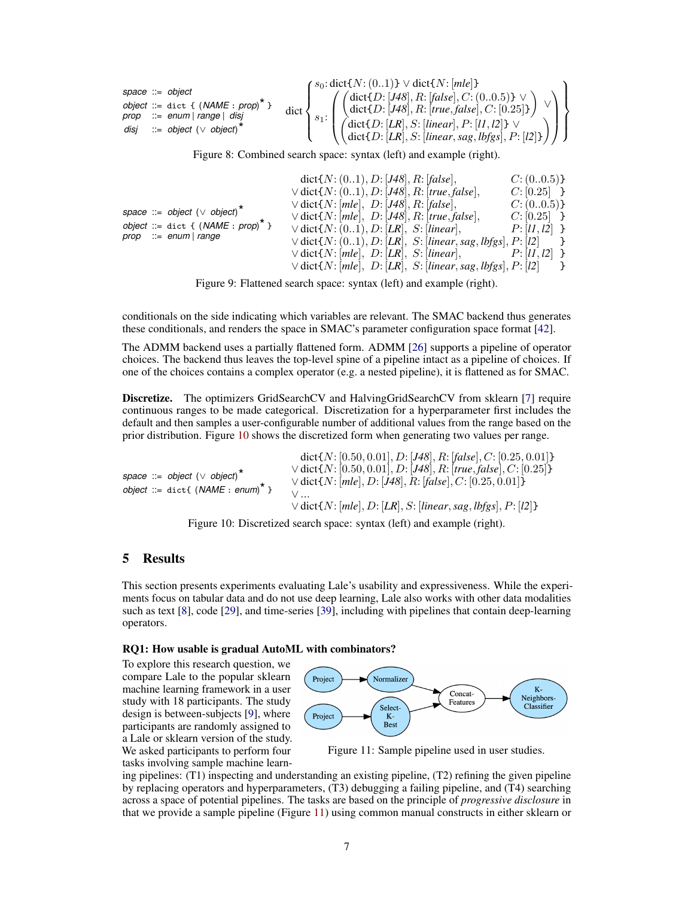```
space  ::= object
object ::= dict { (NAME : prop)* }
prop   ::= enum | range | disj
disj   ::= object (∨ object)*
```

$$\text{dict}\left\{\begin{array}{l} s_0\colon \text{dict}\{N\colon (0..1)\} \vee \text{dict}\{N\colon [\textit{mle}]\} \\ s_1\colon \left(\begin{array}{l}\left(\begin{array}{l}\text{dict}\{D\colon [\textit{J48}], R\colon [\textit{false}], C\colon (0..0.5)\} \vee \\ \text{dict}\{D\colon [\textit{J48}], R\colon [\textit{true}, \textit{false}], C\colon [0.25]\}\end{array}\right) \vee \\ \left(\begin{array}{l}\text{dict}\{D\colon [\textit{LR}], S\colon [\textit{linear}], P\colon [\textit{l1}, \textit{l2}]\} \vee \\ \text{dict}\{D\colon [\textit{LR}], S\colon [\textit{linear}, \textit{sag}, \textit{lbfgs}], P\colon [\textit{l2}]\}\end{array}\right)\end{array}\right)\end{array}\right\}$$

Figure 8: Combined search space: syntax (left) and example (right).

```
space  ::= object (∨ object)*
object ::= dict { (NAME : prop)* }
prop   ::= enum | range
```

$$\begin{array}{l} \text{dict}\{N\colon (0..1), D\colon [\textit{J48}], R\colon [\textit{false}], \quad C\colon (0..0.5)\} \\ \vee\, \text{dict}\{N\colon (0..1), D\colon [\textit{J48}], R\colon [\textit{true}, \textit{false}], \quad C\colon [0.25]\} \\ \vee\, \text{dict}\{N\colon [\textit{mle}], D\colon [\textit{J48}], R\colon [\textit{false}], \quad C\colon (0..0.5)\} \\ \vee\, \text{dict}\{N\colon [\textit{mle}], D\colon [\textit{J48}], R\colon [\textit{true}, \textit{false}], \quad C\colon [0.25]\} \\ \vee\, \text{dict}\{N\colon (0..1), D\colon [\textit{LR}], S\colon [\textit{linear}], \quad P\colon [\textit{l1}, \textit{l2}]\} \\ \vee\, \text{dict}\{N\colon (0..1), D\colon [\textit{LR}], S\colon [\textit{linear}, \textit{sag}, \textit{lbfgs}], P\colon [\textit{l2}]\} \\ \vee\, \text{dict}\{N\colon [\textit{mle}], D\colon [\textit{LR}], S\colon [\textit{linear}], \quad P\colon [\textit{l1}, \textit{l2}]\} \\ \vee\, \text{dict}\{N\colon [\textit{mle}], D\colon [\textit{LR}], S\colon [\textit{linear}, \textit{sag}, \textit{lbfgs}], P\colon [\textit{l2}]\} \end{array}$$

Figure 9: Flattened search space: syntax (left) and example (right).

conditionals on the side indicating which variables are relevant. The SMAC backend thus generates these conditionals, and renders the space in SMAC's parameter configuration space format [42].

The ADMM backend uses a partially flattened form. ADMM [26] supports a pipeline of operator choices. The backend thus leaves the top-level spine of a pipeline intact as a pipeline of choices. If one of the choices contains a complex operator (e.g. a nested pipeline), it is flattened as for SMAC.

**Discretize.** The optimizers GridSearchCV and HalvingGridSearchCV from sklearn [7] require continuous ranges to be made categorical. Discretization for a hyperparameter first includes the default and then samples a user-configurable number of additional values from the range based on the prior distribution. Figure 10 shows the discretized form when generating two values per range.

```
space  ::= object (∨ object)*
object ::= dict{ (NAME : enum)* }
```

$$\begin{array}{l} \text{dict}\{N\colon [0.50, 0.01], D\colon [\textit{J48}], R\colon [\textit{false}], C\colon [0.25, 0.01]\} \\ \vee\, \text{dict}\{N\colon [0.50, 0.01], D\colon [\textit{J48}], R\colon [\textit{true}, \textit{false}], C\colon [0.25]\} \\ \vee\, \text{dict}\{N\colon [\textit{mle}], D\colon [\textit{J48}], R\colon [\textit{false}], C\colon [0.25, 0.01]\} \\ \vee\, \ldots \\ \vee\, \text{dict}\{N\colon [\textit{mle}], D\colon [\textit{LR}], S\colon [\textit{linear}, \textit{sag}, \textit{lbfgs}], P\colon [\textit{l2}]\} \end{array}$$

Figure 10: Discretized search space: syntax (left) and example (right).

## 5 Results

This section presents experiments evaluating Lale's usability and expressiveness. While the experiments focus on tabular data and do not use deep learning, Lale also works with other data modalities such as text [8], code [29], and time-series [39], including with pipelines that contain deep-learning operators.

### RQ1: How usable is gradual AutoML with combinators?

To explore this research question, we compare Lale to the popular sklearn machine learning framework in a user study with 18 participants. The study design is between-subjects [9], where participants are randomly assigned to a Lale or sklearn version of the study. We asked participants to perform four tasks involving sample machine learning pipelines: (T1) inspecting and understanding an existing pipeline, (T2) refining the given pipeline by replacing operators and hyperparameters, (T3) debugging a failing pipeline, and (T4) searching across a space of potential pipelines. The tasks are based on the principle of *progressive disclosure* in that we provide a sample pipeline (Figure 11) using common manual constructs in either sklearn or

```
Project --> Normalizer    --> Concat-Features --> K-Neighbors-Classifier
Project --> Select-K-Best --> Concat-Features
```

Figure 11: Sample pipeline used in user studies.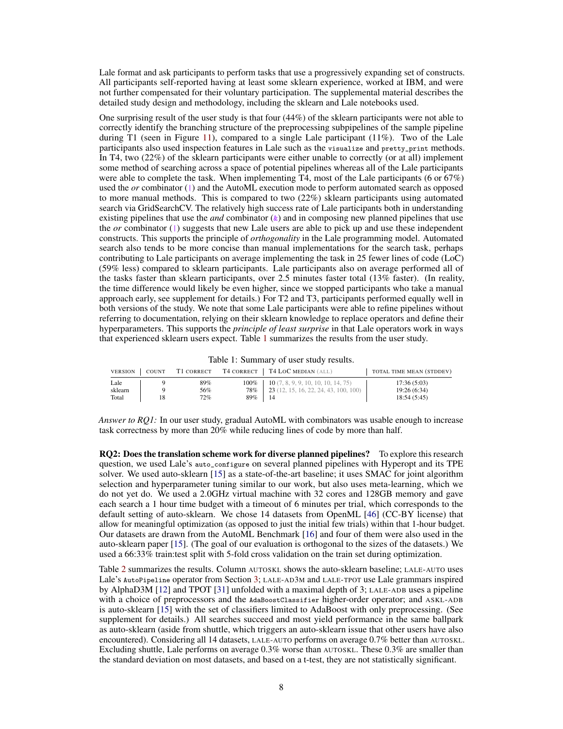Lale format and ask participants to perform tasks that use a progressively expanding set of constructs. All participants self-reported having at least some sklearn experience, worked at IBM, and were not further compensated for their voluntary participation. The supplemental material describes the detailed study design and methodology, including the sklearn and Lale notebooks used.

One surprising result of the user study is that four (44%) of the sklearn participants were not able to correctly identify the branching structure of the preprocessing subpipelines of the sample pipeline during T1 (seen in Figure 11), compared to a single Lale participant (11%). Two of the Lale participants also used inspection features in Lale such as the `visualize` and `pretty_print` methods. In T4, two (22%) of the sklearn participants were either unable to correctly (or at all) implement some method of searching across a space of potential pipelines whereas all of the Lale participants were able to complete the task. When implementing T4, most of the Lale participants (6 or 67%) used the *or* combinator (`|`) and the AutoML execution mode to perform automated search as opposed to more manual methods. This is compared to two (22%) sklearn participants using automated search via GridSearchCV. The relatively high success rate of Lale participants both in understanding existing pipelines that use the *and* combinator (`&`) and in composing new planned pipelines that use the *or* combinator (`|`) suggests that new Lale users are able to pick up and use these independent constructs. This supports the principle of *orthogonality* in the Lale programming model. Automated search also tends to be more concise than manual implementations for the search task, perhaps contributing to Lale participants on average implementing the task in 25 fewer lines of code (LoC) (59% less) compared to sklearn participants. Lale participants also on average performed all of the tasks faster than sklearn participants, over 2.5 minutes faster total (13% faster). (In reality, the time difference would likely be even higher, since we stopped participants who take a manual approach early, see supplement for details.) For T2 and T3, participants performed equally well in both versions of the study. We note that some Lale participants were able to refine pipelines without referring to documentation, relying on their sklearn knowledge to replace operators and define their hyperparameters. This supports the *principle of least surprise* in that Lale operators work in ways that experienced sklearn users expect. Table 1 summarizes the results from the user study.

Table 1: Summary of user study results.

| VERSION | COUNT | T1 CORRECT | T4 CORRECT | T4 LOC MEDIAN (ALL) | TOTAL TIME MEAN (STDDEV) |
|---|---|---|---|---|---|
| Lale | 9 | 89% | 100% | 10 (7, 8, 9, 9, 10, 10, 10, 14, 75) | 17:36 (5:03) |
| sklearn | 9 | 56% | 78% | 23 (12, 15, 16, 22, 24, 43, 100, 100) | 19:26 (6:34) |
| Total | 18 | 72% | 89% | 14 | 18:54 (5:45) |

*Answer to RQ1:* In our user study, gradual AutoML with combinators was usable enough to increase task correctness by more than 20% while reducing lines of code by more than half.

**RQ2: Does the translation scheme work for diverse planned pipelines?** To explore this research question, we used Lale's `auto_configure` on several planned pipelines with Hyperopt and its TPE solver. We used auto-sklearn [15] as a state-of-the-art baseline; it uses SMAC for joint algorithm selection and hyperparameter tuning similar to our work, but also uses meta-learning, which we do not yet do. We used a 2.0GHz virtual machine with 32 cores and 128GB memory and gave each search a 1 hour time budget with a timeout of 6 minutes per trial, which corresponds to the default setting of auto-sklearn. We chose 14 datasets from OpenML [46] (CC-BY license) that allow for meaningful optimization (as opposed to just the initial few trials) within that 1-hour budget. Our datasets are drawn from the AutoML Benchmark [16] and four of them were also used in the auto-sklearn paper [15]. (The goal of our evaluation is orthogonal to the sizes of the datasets.) We used a 66:33% train:test split with 5-fold cross validation on the train set during optimization.

Table 2 summarizes the results. Column AUTOSKL shows the auto-sklearn baseline; LALE-AUTO uses Lale's `AutoPipeline` operator from Section 3; LALE-AD3M and LALE-TPOT use Lale grammars inspired by AlphaD3M [12] and TPOT [31] unfolded with a maximal depth of 3; LALE-ADB uses a pipeline with a choice of preprocessors and the `AdaBoostClassifier` higher-order operator; and ASKL-ADB is auto-sklearn [15] with the set of classifiers limited to AdaBoost with only preprocessing. (See supplement for details.) All searches succeed and most yield performance in the same ballpark as auto-sklearn (aside from shuttle, which triggers an auto-sklearn issue that other users have also encountered). Considering all 14 datasets, LALE-AUTO performs on average 0.7% better than AUTOSKL. Excluding shuttle, Lale performs on average 0.3% worse than AUTOSKL. These 0.3% are smaller than the standard deviation on most datasets, and based on a t-test, they are not statistically significant.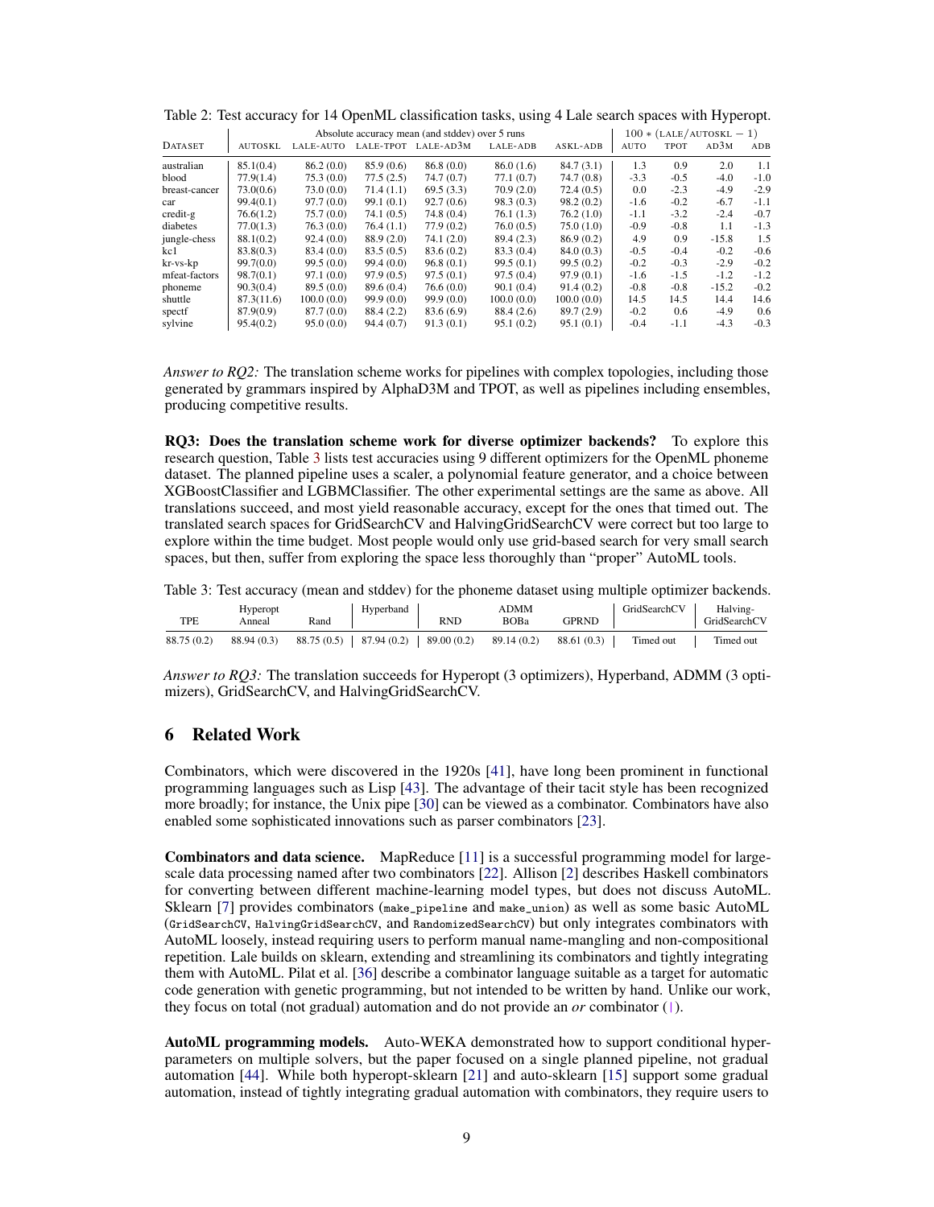Table 2: Test accuracy for 14 OpenML classification tasks, using 4 Lale search spaces with Hyperopt.

| DATASET | Absolute accuracy mean (and stddev) over 5 runs | | | | | | $100 * (\text{LALE}/\text{AUTOSKL} - 1)$ | | | |
|---|---|---|---|---|---|---|---|---|---|---|
| | AUTOSKL | LALE-AUTO | LALE-TPOT | LALE-AD3M | LALE-ADB | ASKL-ADB | AUTO | TPOT | AD3M | ADB |
| australian | 85.1(0.4) | 86.2 (0.0) | 85.9 (0.6) | 86.8 (0.0) | 86.0 (1.6) | 84.7 (3.1) | 1.3 | 0.9 | 2.0 | 1.1 |
| blood | 77.9(1.4) | 75.3 (0.0) | 77.5 (2.5) | 74.7 (0.7) | 77.1 (0.7) | 74.7 (0.8) | -3.3 | -0.5 | -4.0 | -1.0 |
| breast-cancer | 73.0(0.6) | 73.0 (0.0) | 71.4 (1.1) | 69.5 (3.3) | 70.9 (2.0) | 72.4 (0.5) | 0.0 | -2.3 | -4.9 | -2.9 |
| car | 99.4(0.1) | 97.7 (0.0) | 99.1 (0.1) | 92.7 (0.6) | 98.3 (0.3) | 98.2 (0.2) | -1.6 | -0.2 | -6.7 | -1.1 |
| credit-g | 76.6(1.2) | 75.7 (0.0) | 74.1 (0.5) | 74.8 (0.4) | 76.1 (1.3) | 76.2 (1.0) | -1.1 | -3.2 | -2.4 | -0.7 |
| diabetes | 77.0(1.3) | 76.3 (0.0) | 76.4 (1.1) | 77.9 (0.2) | 76.0 (0.5) | 75.0 (1.0) | -0.9 | -0.8 | 1.1 | -1.3 |
| jungle-chess | 88.1(0.2) | 92.4 (0.0) | 88.9 (2.0) | 74.1 (2.0) | 89.4 (2.3) | 86.9 (0.2) | 4.9 | 0.9 | -15.8 | 1.5 |
| kc1 | 83.8(0.3) | 83.4 (0.0) | 83.5 (0.5) | 83.6 (0.2) | 83.3 (0.4) | 84.0 (0.3) | -0.5 | -0.4 | -0.2 | -0.6 |
| kr-vs-kp | 99.7(0.0) | 99.5 (0.0) | 99.4 (0.0) | 96.8 (0.1) | 99.5 (0.1) | 99.5 (0.2) | -0.2 | -0.3 | -2.9 | -0.2 |
| mfeat-factors | 98.7(0.1) | 97.1 (0.0) | 97.9 (0.5) | 97.5 (0.1) | 97.5 (0.4) | 97.9 (0.1) | -1.6 | -1.5 | -1.2 | -1.2 |
| phoneme | 90.3(0.4) | 89.5 (0.0) | 89.6 (0.4) | 76.6 (0.0) | 90.1 (0.4) | 91.4 (0.2) | -0.8 | -0.8 | -15.2 | -0.2 |
| shuttle | 87.3(11.6) | 100.0 (0.0) | 99.9 (0.0) | 99.9 (0.0) | 100.0 (0.0) | 100.0 (0.0) | 14.5 | 14.5 | 14.4 | 14.6 |
| spectf | 87.9(0.9) | 87.7 (0.0) | 88.4 (2.2) | 83.6 (6.9) | 88.4 (2.6) | 89.7 (2.9) | -0.2 | 0.6 | -4.9 | 0.6 |
| sylvine | 95.4(0.2) | 95.0 (0.0) | 94.4 (0.7) | 91.3 (0.1) | 95.1 (0.2) | 95.1 (0.1) | -0.4 | -1.1 | -4.3 | -0.3 |

*Answer to RQ2:* The translation scheme works for pipelines with complex topologies, including those generated by grammars inspired by AlphaD3M and TPOT, as well as pipelines including ensembles, producing competitive results.

**RQ3: Does the translation scheme work for diverse optimizer backends?** To explore this research question, Table 3 lists test accuracies using 9 different optimizers for the OpenML phoneme dataset. The planned pipeline uses a scaler, a polynomial feature generator, and a choice between XGBoostClassifier and LGBMClassifier. The other experimental settings are the same as above. All translations succeed, and most yield reasonable accuracy, except for the ones that timed out. The translated search spaces for GridSearchCV and HalvingGridSearchCV were correct but too large to explore within the time budget. Most people would only use grid-based search for very small search spaces, but then, suffer from exploring the space less thoroughly than "proper" AutoML tools.

Table 3: Test accuracy (mean and stddev) for the phoneme dataset using multiple optimizer backends.

| Hyperopt | | | Hyperband | ADMM | | | GridSearchCV | Halving-GridSearchCV |
|---|---|---|---|---|---|---|---|---|
| TPE | Anneal | Rand | | RND | BOBa | GPRND | | |
| 88.75 (0.2) | 88.94 (0.3) | 88.75 (0.5) | 87.94 (0.2) | 89.00 (0.2) | 89.14 (0.2) | 88.61 (0.3) | Timed out | Timed out |

*Answer to RQ3:* The translation succeeds for Hyperopt (3 optimizers), Hyperband, ADMM (3 optimizers), GridSearchCV, and HalvingGridSearchCV.

## 6 Related Work

Combinators, which were discovered in the 1920s [41], have long been prominent in functional programming languages such as Lisp [43]. The advantage of their tacit style has been recognized more broadly; for instance, the Unix pipe [30] can be viewed as a combinator. Combinators have also enabled some sophisticated innovations such as parser combinators [23].

**Combinators and data science.** MapReduce [11] is a successful programming model for large-scale data processing named after two combinators [22]. Allison [2] describes Haskell combinators for converting between different machine-learning model types, but does not discuss AutoML. Sklearn [7] provides combinators (`make_pipeline` and `make_union`) as well as some basic AutoML (`GridSearchCV`, `HalvingGridSearchCV`, and `RandomizedSearchCV`) but only integrates combinators with AutoML loosely, instead requiring users to perform manual name-mangling and non-compositional repetition. Lale builds on sklearn, extending and streamlining its combinators and tightly integrating them with AutoML. Pilat et al. [36] describe a combinator language suitable as a target for automatic code generation with genetic programming, but not intended to be written by hand. Unlike our work, they focus on total (not gradual) automation and do not provide an *or* combinator (|).

**AutoML programming models.** Auto-WEKA demonstrated how to support conditional hyperparameters on multiple solvers, but the paper focused on a single planned pipeline, not gradual automation [44]. While both hyperopt-sklearn [21] and auto-sklearn [15] support some gradual automation, instead of tightly integrating gradual automation with combinators, they require users to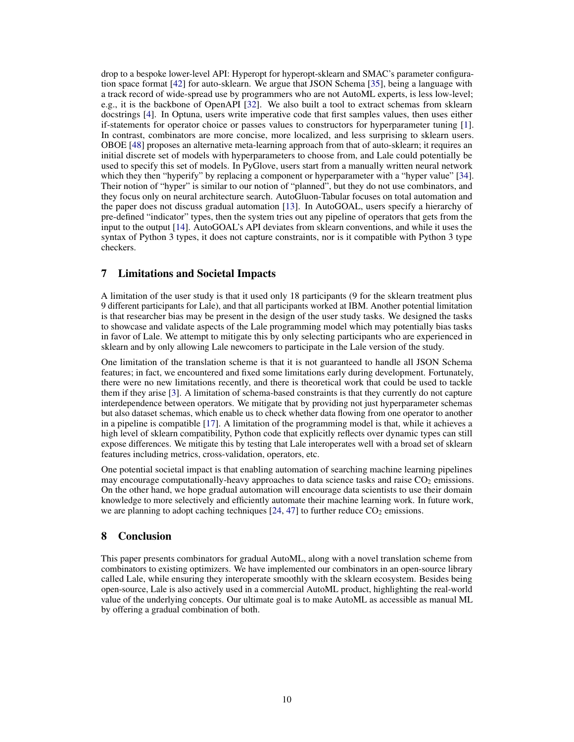drop to a bespoke lower-level API: Hyperopt for hyperopt-sklearn and SMAC's parameter configuration space format [42] for auto-sklearn. We argue that JSON Schema [35], being a language with a track record of wide-spread use by programmers who are not AutoML experts, is less low-level; e.g., it is the backbone of OpenAPI [32]. We also built a tool to extract schemas from sklearn docstrings [4]. In Optuna, users write imperative code that first samples values, then uses either if-statements for operator choice or passes values to constructors for hyperparameter tuning [1]. In contrast, combinators are more concise, more localized, and less surprising to sklearn users. OBOE [48] proposes an alternative meta-learning approach from that of auto-sklearn; it requires an initial discrete set of models with hyperparameters to choose from, and Lale could potentially be used to specify this set of models. In PyGlove, users start from a manually written neural network which they then "hyperify" by replacing a component or hyperparameter with a "hyper value" [34]. Their notion of "hyper" is similar to our notion of "planned", but they do not use combinators, and they focus only on neural architecture search. AutoGluon-Tabular focuses on total automation and the paper does not discuss gradual automation [13]. In AutoGOAL, users specify a hierarchy of pre-defined "indicator" types, then the system tries out any pipeline of operators that gets from the input to the output [14]. AutoGOAL's API deviates from sklearn conventions, and while it uses the syntax of Python 3 types, it does not capture constraints, nor is it compatible with Python 3 type checkers.

## 7 Limitations and Societal Impacts

A limitation of the user study is that it used only 18 participants (9 for the sklearn treatment plus 9 different participants for Lale), and that all participants worked at IBM. Another potential limitation is that researcher bias may be present in the design of the user study tasks. We designed the tasks to showcase and validate aspects of the Lale programming model which may potentially bias tasks in favor of Lale. We attempt to mitigate this by only selecting participants who are experienced in sklearn and by only allowing Lale newcomers to participate in the Lale version of the study.

One limitation of the translation scheme is that it is not guaranteed to handle all JSON Schema features; in fact, we encountered and fixed some limitations early during development. Fortunately, there were no new limitations recently, and there is theoretical work that could be used to tackle them if they arise [3]. A limitation of schema-based constraints is that they currently do not capture interdependence between operators. We mitigate that by providing not just hyperparameter schemas but also dataset schemas, which enable us to check whether data flowing from one operator to another in a pipeline is compatible [17]. A limitation of the programming model is that, while it achieves a high level of sklearn compatibility, Python code that explicitly reflects over dynamic types can still expose differences. We mitigate this by testing that Lale interoperates well with a broad set of sklearn features including metrics, cross-validation, operators, etc.

One potential societal impact is that enabling automation of searching machine learning pipelines may encourage computationally-heavy approaches to data science tasks and raise $CO_2$ emissions. On the other hand, we hope gradual automation will encourage data scientists to use their domain knowledge to more selectively and efficiently automate their machine learning work. In future work, we are planning to adopt caching techniques [24, 47] to further reduce $CO_2$ emissions.

## 8 Conclusion

This paper presents combinators for gradual AutoML, along with a novel translation scheme from combinators to existing optimizers. We have implemented our combinators in an open-source library called Lale, while ensuring they interoperate smoothly with the sklearn ecosystem. Besides being open-source, Lale is also actively used in a commercial AutoML product, highlighting the real-world value of the underlying concepts. Our ultimate goal is to make AutoML as accessible as manual ML by offering a gradual combination of both.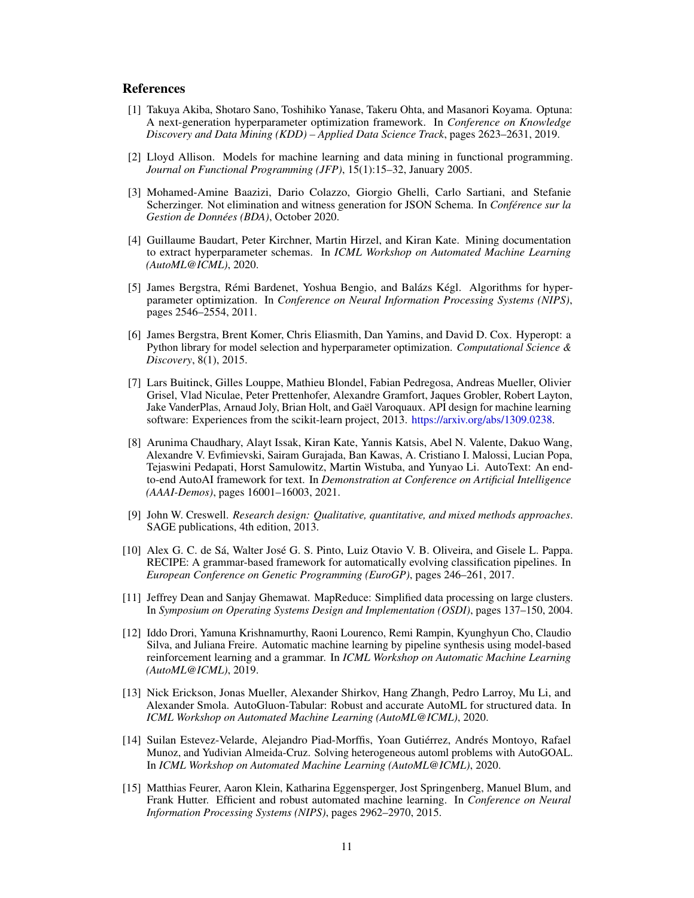## References

[1] Takuya Akiba, Shotaro Sano, Toshihiko Yanase, Takeru Ohta, and Masanori Koyama. Optuna: A next-generation hyperparameter optimization framework. In *Conference on Knowledge Discovery and Data Mining (KDD) – Applied Data Science Track*, pages 2623–2631, 2019.

[2] Lloyd Allison. Models for machine learning and data mining in functional programming. *Journal on Functional Programming (JFP)*, 15(1):15–32, January 2005.

[3] Mohamed-Amine Baazizi, Dario Colazzo, Giorgio Ghelli, Carlo Sartiani, and Stefanie Scherzinger. Not elimination and witness generation for JSON Schema. In *Conférence sur la Gestion de Données (BDA)*, October 2020.

[4] Guillaume Baudart, Peter Kirchner, Martin Hirzel, and Kiran Kate. Mining documentation to extract hyperparameter schemas. In *ICML Workshop on Automated Machine Learning (AutoML@ICML)*, 2020.

[5] James Bergstra, Rémi Bardenet, Yoshua Bengio, and Balázs Kégl. Algorithms for hyperparameter optimization. In *Conference on Neural Information Processing Systems (NIPS)*, pages 2546–2554, 2011.

[6] James Bergstra, Brent Komer, Chris Eliasmith, Dan Yamins, and David D. Cox. Hyperopt: a Python library for model selection and hyperparameter optimization. *Computational Science & Discovery*, 8(1), 2015.

[7] Lars Buitinck, Gilles Louppe, Mathieu Blondel, Fabian Pedregosa, Andreas Mueller, Olivier Grisel, Vlad Niculae, Peter Prettenhofer, Alexandre Gramfort, Jaques Grobler, Robert Layton, Jake VanderPlas, Arnaud Joly, Brian Holt, and Gaël Varoquaux. API design for machine learning software: Experiences from the scikit-learn project, 2013. https://arxiv.org/abs/1309.0238.

[8] Arunima Chaudhary, Alayt Issak, Kiran Kate, Yannis Katsis, Abel N. Valente, Dakuo Wang, Alexandre V. Evfimievski, Sairam Gurajada, Ban Kawas, A. Cristiano I. Malossi, Lucian Popa, Tejaswini Pedapati, Horst Samulowitz, Martin Wistuba, and Yunyao Li. AutoText: An end-to-end AutoAI framework for text. In *Demonstration at Conference on Artificial Intelligence (AAAI-Demos)*, pages 16001–16003, 2021.

[9] John W. Creswell. *Research design: Qualitative, quantitative, and mixed methods approaches*. SAGE publications, 4th edition, 2013.

[10] Alex G. C. de Sá, Walter José G. S. Pinto, Luiz Otavio V. B. Oliveira, and Gisele L. Pappa. RECIPE: A grammar-based framework for automatically evolving classification pipelines. In *European Conference on Genetic Programming (EuroGP)*, pages 246–261, 2017.

[11] Jeffrey Dean and Sanjay Ghemawat. MapReduce: Simplified data processing on large clusters. In *Symposium on Operating Systems Design and Implementation (OSDI)*, pages 137–150, 2004.

[12] Iddo Drori, Yamuna Krishnamurthy, Raoni Lourenco, Remi Rampin, Kyunghyun Cho, Claudio Silva, and Juliana Freire. Automatic machine learning by pipeline synthesis using model-based reinforcement learning and a grammar. In *ICML Workshop on Automatic Machine Learning (AutoML@ICML)*, 2019.

[13] Nick Erickson, Jonas Mueller, Alexander Shirkov, Hang Zhangh, Pedro Larroy, Mu Li, and Alexander Smola. AutoGluon-Tabular: Robust and accurate AutoML for structured data. In *ICML Workshop on Automated Machine Learning (AutoML@ICML)*, 2020.

[14] Suilan Estevez-Velarde, Alejandro Piad-Morffis, Yoan Gutiérrez, Andrés Montoyo, Rafael Munoz, and Yudivian Almeida-Cruz. Solving heterogeneous automl problems with AutoGOAL. In *ICML Workshop on Automated Machine Learning (AutoML@ICML)*, 2020.

[15] Matthias Feurer, Aaron Klein, Katharina Eggensperger, Jost Springenberg, Manuel Blum, and Frank Hutter. Efficient and robust automated machine learning. In *Conference on Neural Information Processing Systems (NIPS)*, pages 2962–2970, 2015.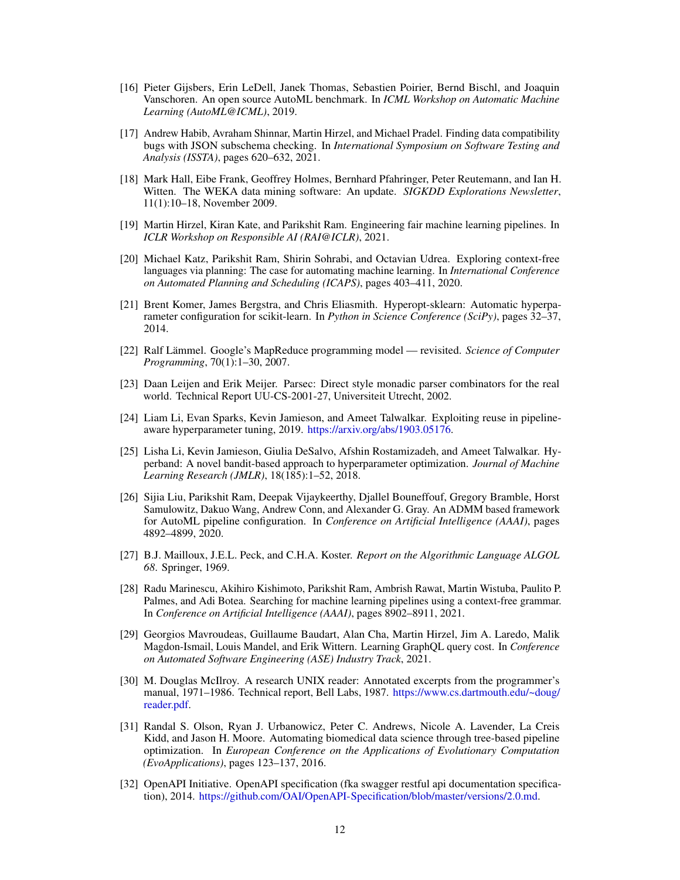[16] Pieter Gijsbers, Erin LeDell, Janek Thomas, Sebastien Poirier, Bernd Bischl, and Joaquin Vanschoren. An open source AutoML benchmark. In *ICML Workshop on Automatic Machine Learning (AutoML@ICML)*, 2019.

[17] Andrew Habib, Avraham Shinnar, Martin Hirzel, and Michael Pradel. Finding data compatibility bugs with JSON subschema checking. In *International Symposium on Software Testing and Analysis (ISSTA)*, pages 620–632, 2021.

[18] Mark Hall, Eibe Frank, Geoffrey Holmes, Bernhard Pfahringer, Peter Reutemann, and Ian H. Witten. The WEKA data mining software: An update. *SIGKDD Explorations Newsletter*, 11(1):10–18, November 2009.

[19] Martin Hirzel, Kiran Kate, and Parikshit Ram. Engineering fair machine learning pipelines. In *ICLR Workshop on Responsible AI (RAI@ICLR)*, 2021.

[20] Michael Katz, Parikshit Ram, Shirin Sohrabi, and Octavian Udrea. Exploring context-free languages via planning: The case for automating machine learning. In *International Conference on Automated Planning and Scheduling (ICAPS)*, pages 403–411, 2020.

[21] Brent Komer, James Bergstra, and Chris Eliasmith. Hyperopt-sklearn: Automatic hyperparameter configuration for scikit-learn. In *Python in Science Conference (SciPy)*, pages 32–37, 2014.

[22] Ralf Lämmel. Google's MapReduce programming model — revisited. *Science of Computer Programming*, 70(1):1–30, 2007.

[23] Daan Leijen and Erik Meijer. Parsec: Direct style monadic parser combinators for the real world. Technical Report UU-CS-2001-27, Universiteit Utrecht, 2002.

[24] Liam Li, Evan Sparks, Kevin Jamieson, and Ameet Talwalkar. Exploiting reuse in pipeline-aware hyperparameter tuning, 2019. https://arxiv.org/abs/1903.05176.

[25] Lisha Li, Kevin Jamieson, Giulia DeSalvo, Afshin Rostamizadeh, and Ameet Talwalkar. Hyperband: A novel bandit-based approach to hyperparameter optimization. *Journal of Machine Learning Research (JMLR)*, 18(185):1–52, 2018.

[26] Sijia Liu, Parikshit Ram, Deepak Vijaykeerthy, Djallel Bouneffouf, Gregory Bramble, Horst Samulowitz, Dakuo Wang, Andrew Conn, and Alexander G. Gray. An ADMM based framework for AutoML pipeline configuration. In *Conference on Artificial Intelligence (AAAI)*, pages 4892–4899, 2020.

[27] B.J. Mailloux, J.E.L. Peck, and C.H.A. Koster. *Report on the Algorithmic Language ALGOL 68*. Springer, 1969.

[28] Radu Marinescu, Akihiro Kishimoto, Parikshit Ram, Ambrish Rawat, Martin Wistuba, Paulito P. Palmes, and Adi Botea. Searching for machine learning pipelines using a context-free grammar. In *Conference on Artificial Intelligence (AAAI)*, pages 8902–8911, 2021.

[29] Georgios Mavroudeas, Guillaume Baudart, Alan Cha, Martin Hirzel, Jim A. Laredo, Malik Magdon-Ismail, Louis Mandel, and Erik Wittern. Learning GraphQL query cost. In *Conference on Automated Software Engineering (ASE) Industry Track*, 2021.

[30] M. Douglas McIlroy. A research UNIX reader: Annotated excerpts from the programmer's manual, 1971–1986. Technical report, Bell Labs, 1987. https://www.cs.dartmouth.edu/~doug/reader.pdf.

[31] Randal S. Olson, Ryan J. Urbanowicz, Peter C. Andrews, Nicole A. Lavender, La Creis Kidd, and Jason H. Moore. Automating biomedical data science through tree-based pipeline optimization. In *European Conference on the Applications of Evolutionary Computation (EvoApplications)*, pages 123–137, 2016.

[32] OpenAPI Initiative. OpenAPI specification (fka swagger restful api documentation specification), 2014. https://github.com/OAI/OpenAPI-Specification/blob/master/versions/2.0.md.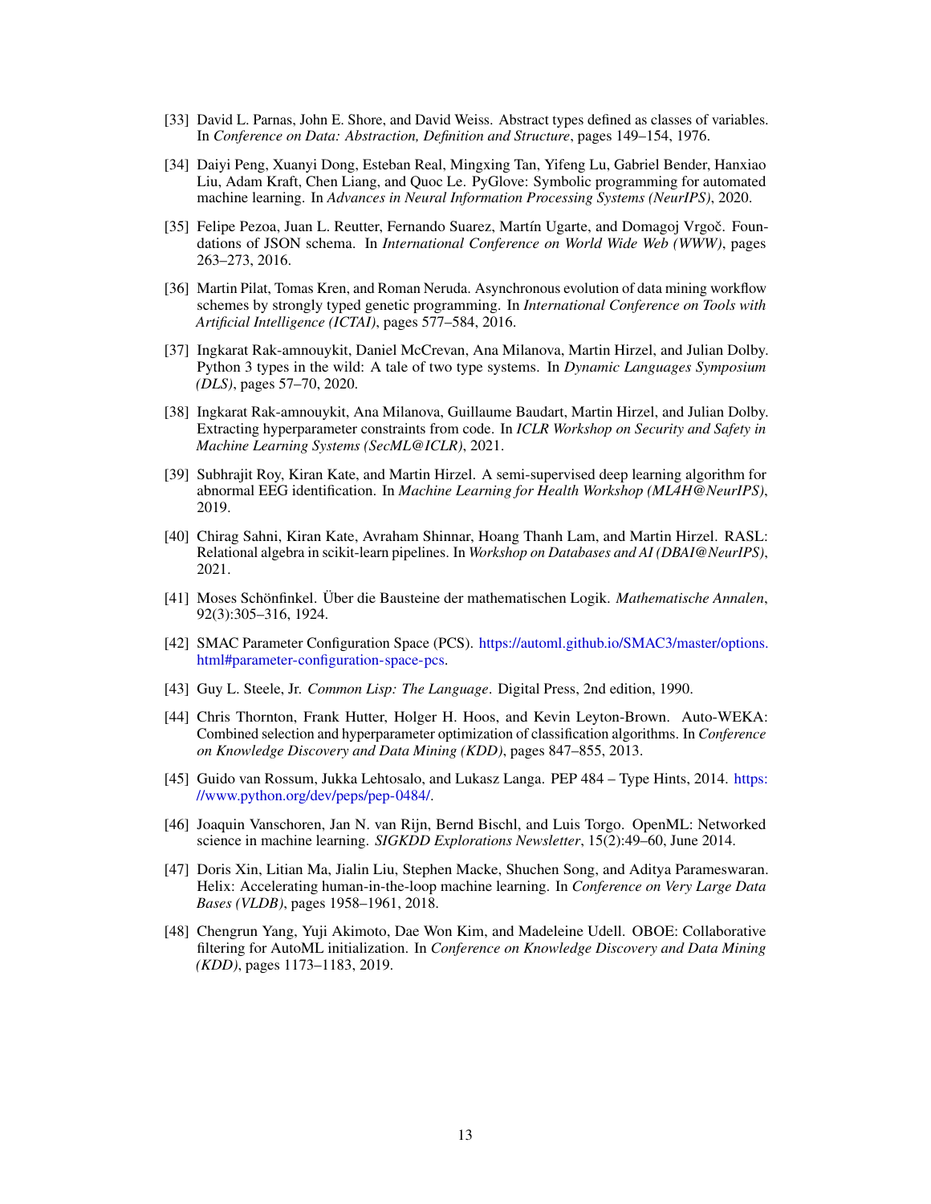[33] David L. Parnas, John E. Shore, and David Weiss. Abstract types defined as classes of variables. In *Conference on Data: Abstraction, Definition and Structure*, pages 149–154, 1976.

[34] Daiyi Peng, Xuanyi Dong, Esteban Real, Mingxing Tan, Yifeng Lu, Gabriel Bender, Hanxiao Liu, Adam Kraft, Chen Liang, and Quoc Le. PyGlove: Symbolic programming for automated machine learning. In *Advances in Neural Information Processing Systems (NeurIPS)*, 2020.

[35] Felipe Pezoa, Juan L. Reutter, Fernando Suarez, Martín Ugarte, and Domagoj Vrgoč. Foundations of JSON schema. In *International Conference on World Wide Web (WWW)*, pages 263–273, 2016.

[36] Martin Pilat, Tomas Kren, and Roman Neruda. Asynchronous evolution of data mining workflow schemes by strongly typed genetic programming. In *International Conference on Tools with Artificial Intelligence (ICTAI)*, pages 577–584, 2016.

[37] Ingkarat Rak-amnouykit, Daniel McCrevan, Ana Milanova, Martin Hirzel, and Julian Dolby. Python 3 types in the wild: A tale of two type systems. In *Dynamic Languages Symposium (DLS)*, pages 57–70, 2020.

[38] Ingkarat Rak-amnouykit, Ana Milanova, Guillaume Baudart, Martin Hirzel, and Julian Dolby. Extracting hyperparameter constraints from code. In *ICLR Workshop on Security and Safety in Machine Learning Systems (SecML@ICLR)*, 2021.

[39] Subhrajit Roy, Kiran Kate, and Martin Hirzel. A semi-supervised deep learning algorithm for abnormal EEG identification. In *Machine Learning for Health Workshop (ML4H@NeurIPS)*, 2019.

[40] Chirag Sahni, Kiran Kate, Avraham Shinnar, Hoang Thanh Lam, and Martin Hirzel. RASL: Relational algebra in scikit-learn pipelines. In *Workshop on Databases and AI (DBAI@NeurIPS)*, 2021.

[41] Moses Schönfinkel. Über die Bausteine der mathematischen Logik. *Mathematische Annalen*, 92(3):305–316, 1924.

[42] SMAC Parameter Configuration Space (PCS). https://automl.github.io/SMAC3/master/options.html#parameter-configuration-space-pcs.

[43] Guy L. Steele, Jr. *Common Lisp: The Language*. Digital Press, 2nd edition, 1990.

[44] Chris Thornton, Frank Hutter, Holger H. Hoos, and Kevin Leyton-Brown. Auto-WEKA: Combined selection and hyperparameter optimization of classification algorithms. In *Conference on Knowledge Discovery and Data Mining (KDD)*, pages 847–855, 2013.

[45] Guido van Rossum, Jukka Lehtosalo, and Lukasz Langa. PEP 484 – Type Hints, 2014. https://www.python.org/dev/peps/pep-0484/.

[46] Joaquin Vanschoren, Jan N. van Rijn, Bernd Bischl, and Luis Torgo. OpenML: Networked science in machine learning. *SIGKDD Explorations Newsletter*, 15(2):49–60, June 2014.

[47] Doris Xin, Litian Ma, Jialin Liu, Stephen Macke, Shuchen Song, and Aditya Parameswaran. Helix: Accelerating human-in-the-loop machine learning. In *Conference on Very Large Data Bases (VLDB)*, pages 1958–1961, 2018.

[48] Chengrun Yang, Yuji Akimoto, Dae Won Kim, and Madeleine Udell. OBOE: Collaborative filtering for AutoML initialization. In *Conference on Knowledge Discovery and Data Mining (KDD)*, pages 1173–1183, 2019.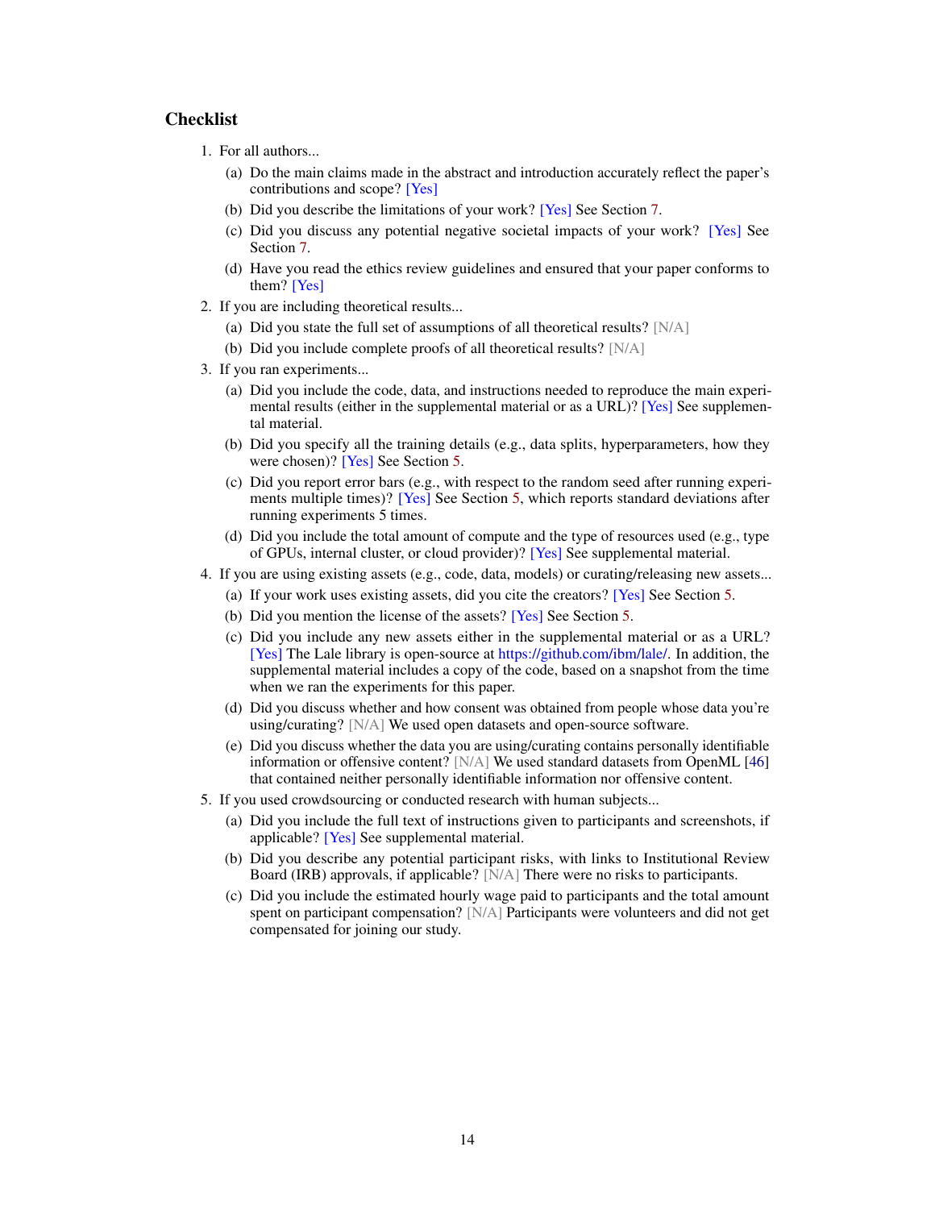## Checklist

1. For all authors...
   (a) Do the main claims made in the abstract and introduction accurately reflect the paper's contributions and scope? [Yes]
   (b) Did you describe the limitations of your work? [Yes] See Section 7.
   (c) Did you discuss any potential negative societal impacts of your work? [Yes] See Section 7.
   (d) Have you read the ethics review guidelines and ensured that your paper conforms to them? [Yes]
2. If you are including theoretical results...
   (a) Did you state the full set of assumptions of all theoretical results? [N/A]
   (b) Did you include complete proofs of all theoretical results? [N/A]
3. If you ran experiments...
   (a) Did you include the code, data, and instructions needed to reproduce the main experimental results (either in the supplemental material or as a URL)? [Yes] See supplemental material.
   (b) Did you specify all the training details (e.g., data splits, hyperparameters, how they were chosen)? [Yes] See Section 5.
   (c) Did you report error bars (e.g., with respect to the random seed after running experiments multiple times)? [Yes] See Section 5, which reports standard deviations after running experiments 5 times.
   (d) Did you include the total amount of compute and the type of resources used (e.g., type of GPUs, internal cluster, or cloud provider)? [Yes] See supplemental material.
4. If you are using existing assets (e.g., code, data, models) or curating/releasing new assets...
   (a) If your work uses existing assets, did you cite the creators? [Yes] See Section 5.
   (b) Did you mention the license of the assets? [Yes] See Section 5.
   (c) Did you include any new assets either in the supplemental material or as a URL? [Yes] The Lale library is open-source at https://github.com/ibm/lale/. In addition, the supplemental material includes a copy of the code, based on a snapshot from the time when we ran the experiments for this paper.
   (d) Did you discuss whether and how consent was obtained from people whose data you're using/curating? [N/A] We used open datasets and open-source software.
   (e) Did you discuss whether the data you are using/curating contains personally identifiable information or offensive content? [N/A] We used standard datasets from OpenML [46] that contained neither personally identifiable information nor offensive content.
5. If you used crowdsourcing or conducted research with human subjects...
   (a) Did you include the full text of instructions given to participants and screenshots, if applicable? [Yes] See supplemental material.
   (b) Did you describe any potential participant risks, with links to Institutional Review Board (IRB) approvals, if applicable? [N/A] There were no risks to participants.
   (c) Did you include the estimated hourly wage paid to participants and the total amount spent on participant compensation? [N/A] Participants were volunteers and did not get compensated for joining our study.